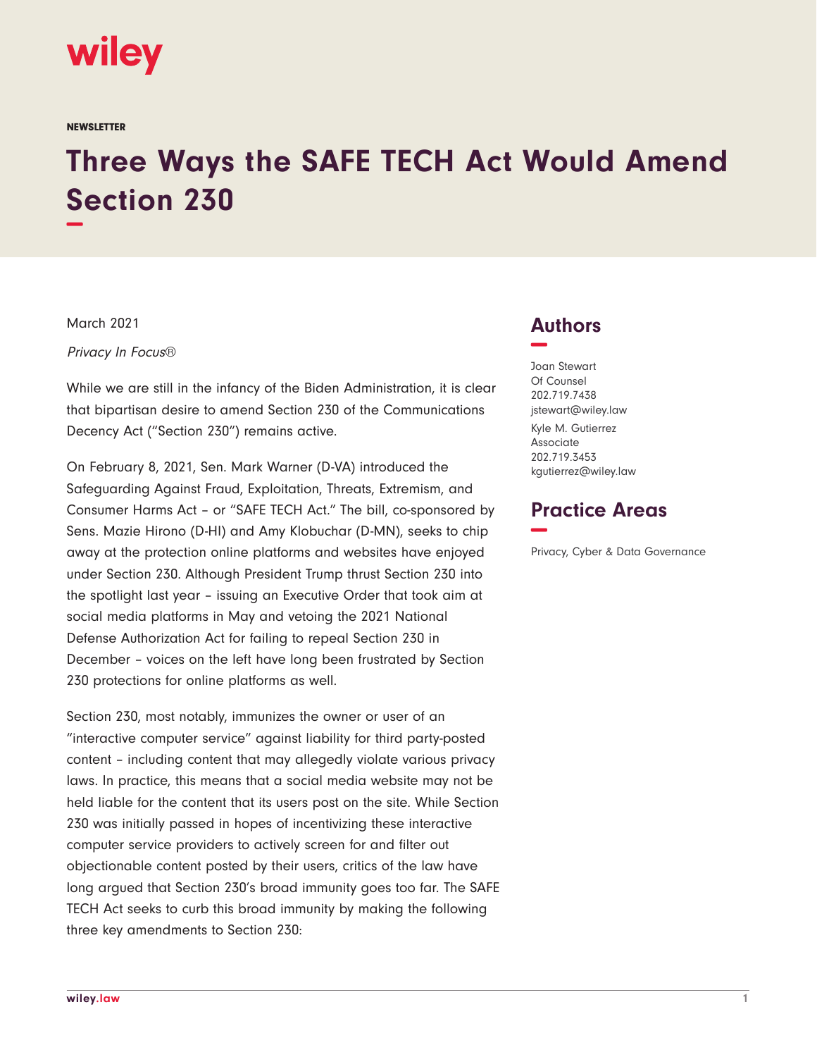wiley

NEWSLETTER

# Three Ways the SAFE TECH Act Would Amend Section 230

March 2021

*Privacy In Focus®*

While we are still in the infancy of the Biden Administration, it is clear that bipartisan desire to amend Section 230 of the Communications Decency Act ("Section 230") remains active.

On February 8, 2021, Sen. Mark Warner (D-VA) introduced the Safeguarding Against Fraud, Exploitation, Threats, Extremism, and Consumer Harms Act – or "SAFE TECH Act." The bill, co-sponsored by Sens. Mazie Hirono (D-HI) and Amy Klobuchar (D-MN), seeks to chip away at the protection online platforms and websites have enjoyed under Section 230. Although President Trump thrust Section 230 into the spotlight last year – issuing an Executive Order that took aim at social media platforms in May and vetoing the 2021 National Defense Authorization Act for failing to repeal Section 230 in December – voices on the left have long been frustrated by Section 230 protections for online platforms as well.

Section 230, most notably, immunizes the owner or user of an "interactive computer service" against liability for third party-posted content – including content that may allegedly violate various privacy laws. In practice, this means that a social media website may not be held liable for the content that its users post on the site. While Section 230 was initially passed in hopes of incentivizing these interactive computer service providers to actively screen for and filter out objectionable content posted by their users, critics of the law have long argued that Section 230's broad immunity goes too far. The SAFE TECH Act seeks to curb this broad immunity by making the following three key amendments to Section 230:

## Authors

Joan Stewart
Of Counsel
202.719.7438
jstewart@wiley.law

Kyle M. Gutierrez
Associate
202.719.3453
kgutierrez@wiley.law

## Practice Areas

Privacy, Cyber & Data Governance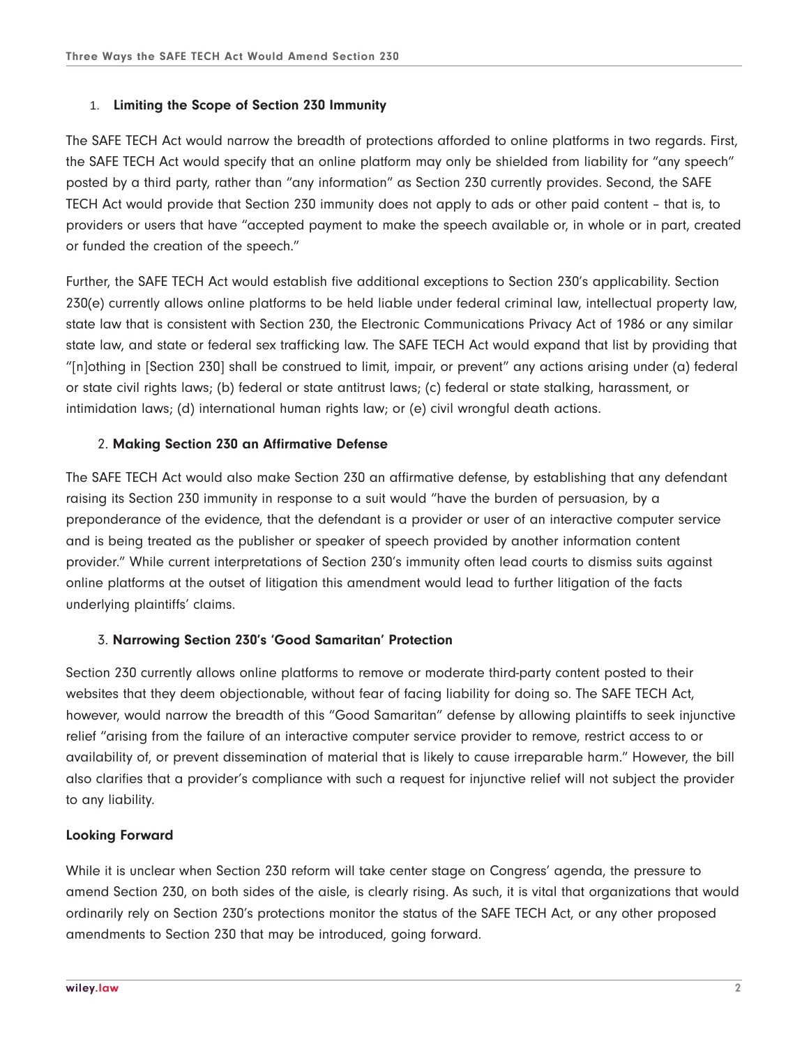1. **Limiting the Scope of Section 230 Immunity**

The SAFE TECH Act would narrow the breadth of protections afforded to online platforms in two regards. First, the SAFE TECH Act would specify that an online platform may only be shielded from liability for "any speech" posted by a third party, rather than "any information" as Section 230 currently provides. Second, the SAFE TECH Act would provide that Section 230 immunity does not apply to ads or other paid content – that is, to providers or users that have "accepted payment to make the speech available or, in whole or in part, created or funded the creation of the speech."

Further, the SAFE TECH Act would establish five additional exceptions to Section 230's applicability. Section 230(e) currently allows online platforms to be held liable under federal criminal law, intellectual property law, state law that is consistent with Section 230, the Electronic Communications Privacy Act of 1986 or any similar state law, and state or federal sex trafficking law. The SAFE TECH Act would expand that list by providing that "[n]othing in [Section 230] shall be construed to limit, impair, or prevent" any actions arising under (a) federal or state civil rights laws; (b) federal or state antitrust laws; (c) federal or state stalking, harassment, or intimidation laws; (d) international human rights law; or (e) civil wrongful death actions.

2. **Making Section 230 an Affirmative Defense**

The SAFE TECH Act would also make Section 230 an affirmative defense, by establishing that any defendant raising its Section 230 immunity in response to a suit would "have the burden of persuasion, by a preponderance of the evidence, that the defendant is a provider or user of an interactive computer service and is being treated as the publisher or speaker of speech provided by another information content provider." While current interpretations of Section 230's immunity often lead courts to dismiss suits against online platforms at the outset of litigation this amendment would lead to further litigation of the facts underlying plaintiffs' claims.

3. **Narrowing Section 230's 'Good Samaritan' Protection**

Section 230 currently allows online platforms to remove or moderate third-party content posted to their websites that they deem objectionable, without fear of facing liability for doing so. The SAFE TECH Act, however, would narrow the breadth of this "Good Samaritan" defense by allowing plaintiffs to seek injunctive relief "arising from the failure of an interactive computer service provider to remove, restrict access to or availability of, or prevent dissemination of material that is likely to cause irreparable harm." However, the bill also clarifies that a provider's compliance with such a request for injunctive relief will not subject the provider to any liability.

**Looking Forward**

While it is unclear when Section 230 reform will take center stage on Congress' agenda, the pressure to amend Section 230, on both sides of the aisle, is clearly rising. As such, it is vital that organizations that would ordinarily rely on Section 230's protections monitor the status of the SAFE TECH Act, or any other proposed amendments to Section 230 that may be introduced, going forward.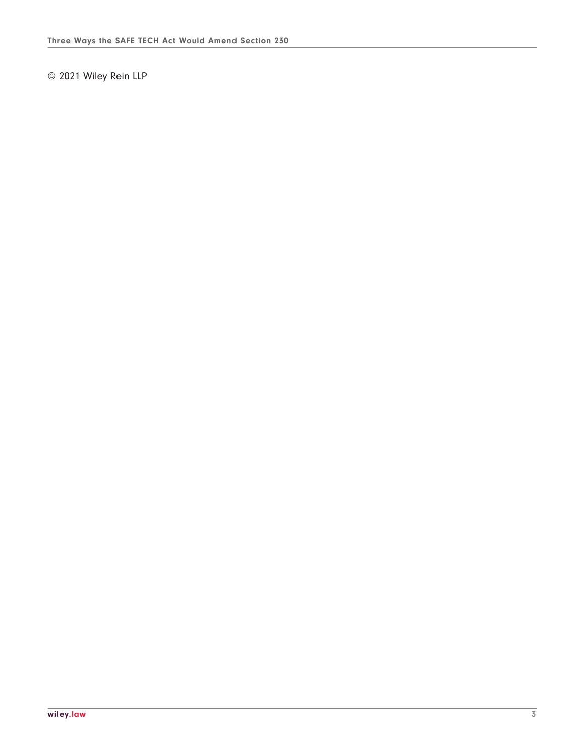© 2021 Wiley Rein LLP